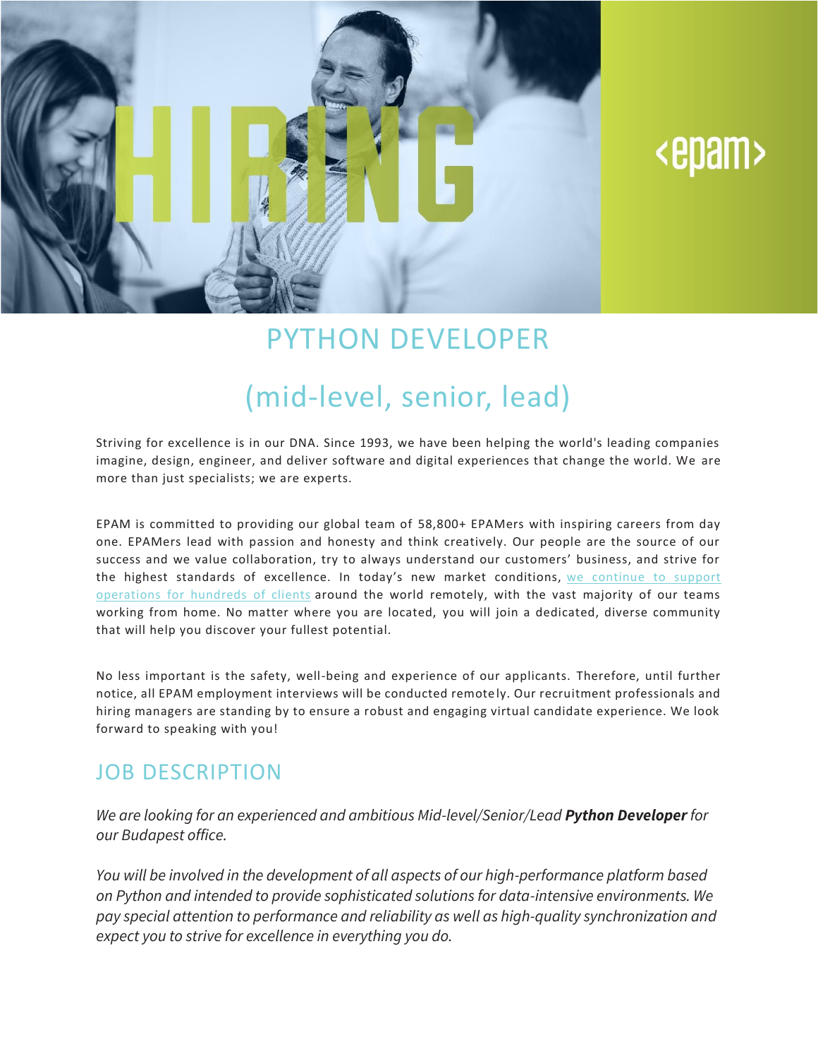# PYTHON DEVELOPER

# (mid-level, senior, lead)

Striving for excellence is in our DNA. Since 1993, we have been helping the world's leading companies imagine, design, engineer, and deliver software and digital experiences that change the world. We are more than just specialists; we are experts.

EPAM is committed to providing our global team of 58,800+ EPAMers with inspiring careers from day one. EPAMers lead with passion and honesty and think creatively. Our people are the source of our success and we value collaboration, try to always understand our customers' business, and strive for the highest standards of excellence. In today's new market conditions, we continue to support operations for hundreds of clients around the world remotely, with the vast majority of our teams working from home. No matter where you are located, you will join a dedicated, diverse community that will help you discover your fullest potential.

No less important is the safety, well-being and experience of our applicants. Therefore, until further notice, all EPAM employment interviews will be conducted remotely. Our recruitment professionals and hiring managers are standing by to ensure a robust and engaging virtual candidate experience. We look forward to speaking with you!

## JOB DESCRIPTION

*We are looking for an experienced and ambitious Mid-level/Senior/Lead* ***Python Developer*** *for our Budapest office.*

*You will be involved in the development of all aspects of our high-performance platform based on Python and intended to provide sophisticated solutions for data-intensive environments. We pay special attention to performance and reliability as well as high-quality synchronization and expect you to strive for excellence in everything you do.*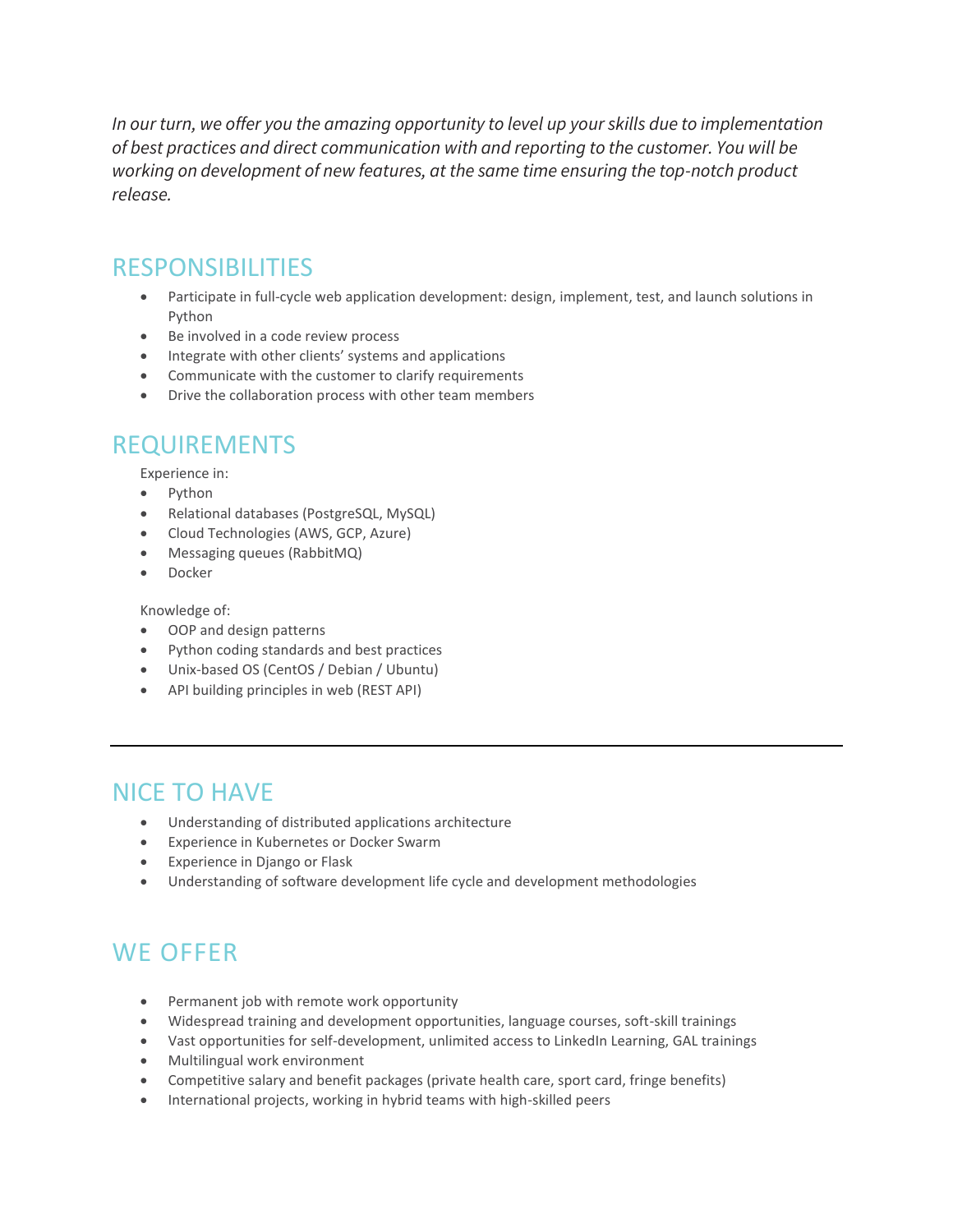*In our turn, we offer you the amazing opportunity to level up your skills due to implementation of best practices and direct communication with and reporting to the customer. You will be working on development of new features, at the same time ensuring the top-notch product release.*

## RESPONSIBILITIES

- Participate in full-cycle web application development: design, implement, test, and launch solutions in Python
- Be involved in a code review process
- Integrate with other clients' systems and applications
- Communicate with the customer to clarify requirements
- Drive the collaboration process with other team members

## REQUIREMENTS

Experience in:

- Python
- Relational databases (PostgreSQL, MySQL)
- Cloud Technologies (AWS, GCP, Azure)
- Messaging queues (RabbitMQ)
- Docker

Knowledge of:

- OOP and design patterns
- Python coding standards and best practices
- Unix-based OS (CentOS / Debian / Ubuntu)
- API building principles in web (REST API)

---

## NICE TO HAVE

- Understanding of distributed applications architecture
- Experience in Kubernetes or Docker Swarm
- Experience in Django or Flask
- Understanding of software development life cycle and development methodologies

## WE OFFER

- Permanent job with remote work opportunity
- Widespread training and development opportunities, language courses, soft-skill trainings
- Vast opportunities for self-development, unlimited access to LinkedIn Learning, GAL trainings
- Multilingual work environment
- Competitive salary and benefit packages (private health care, sport card, fringe benefits)
- International projects, working in hybrid teams with high-skilled peers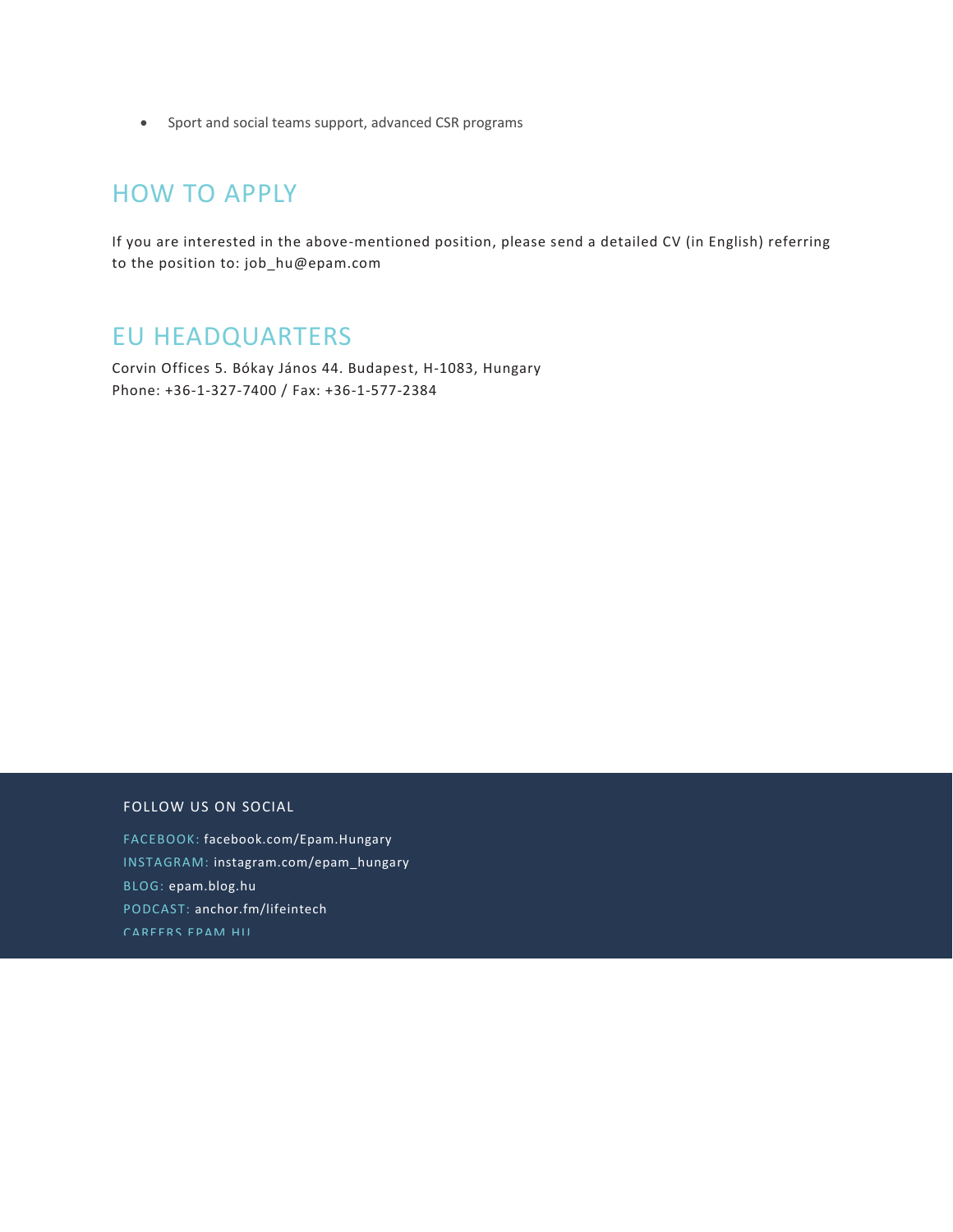- Sport and social teams support, advanced CSR programs

## HOW TO APPLY

If you are interested in the above-mentioned position, please send a detailed CV (in English) referring to the position to: job_hu@epam.com

## EU HEADQUARTERS

Corvin Offices 5. Bókay János 44. Budapest, H-1083, Hungary
Phone: +36-1-327-7400 / Fax: +36-1-577-2384

FOLLOW US ON SOCIAL

FACEBOOK: facebook.com/Epam.Hungary
INSTAGRAM: instagram.com/epam_hungary
BLOG: epam.blog.hu
PODCAST: anchor.fm/lifeintech
CAREERS EPAM HU